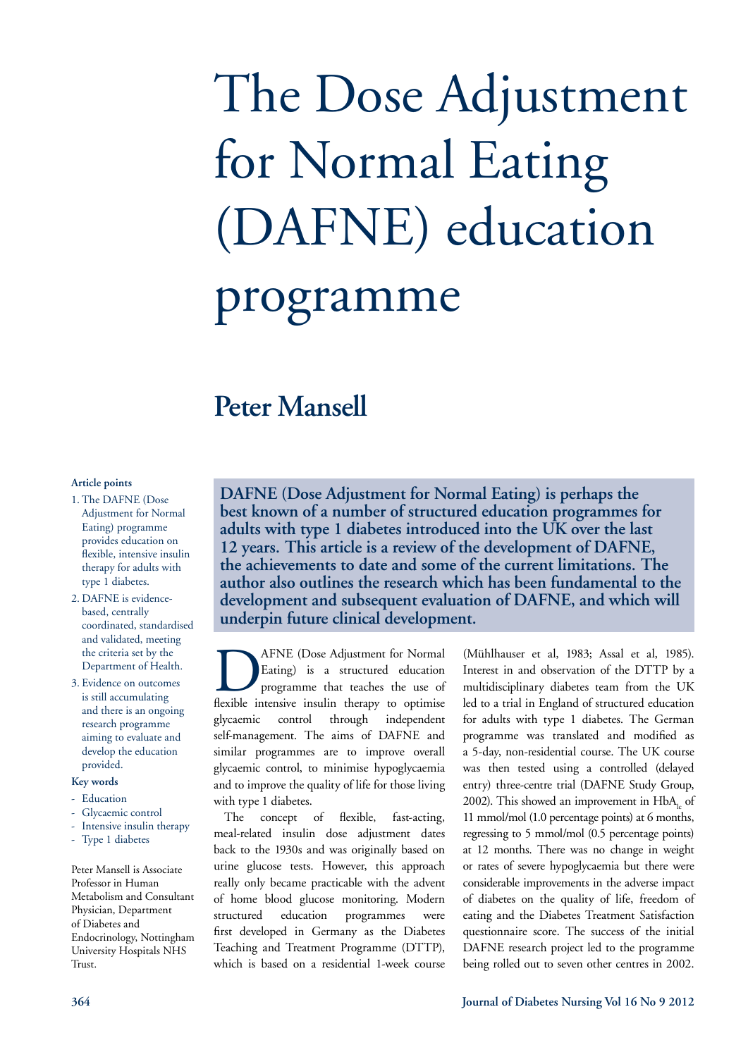# The Dose Adjustment for Normal Eating (DAFNE) education programme

## Peter Mansell

**DAFNE (Dose Adjustment for Normal Eating) is perhaps the best known of a number of structured education programmes for adults with type 1 diabetes introduced into the UK over the last 12 years. This article is a review of the development of DAFNE, the achievements to date and some of the current limitations. The author also outlines the research which has been fundamental to the development and subsequent evaluation of DAFNE, and which will underpin future clinical development.**

**Article points**

1. The DAFNE (Dose Adjustment for Normal Eating) programme provides education on flexible, intensive insulin therapy for adults with type 1 diabetes.
2. DAFNE is evidence-based, centrally coordinated, standardised and validated, meeting the criteria set by the Department of Health.
3. Evidence on outcomes is still accumulating and there is an ongoing research programme aiming to evaluate and develop the education provided.

**Key words**

- Education
- Glycaemic control
- Intensive insulin therapy
- Type 1 diabetes

Peter Mansell is Associate Professor in Human Metabolism and Consultant Physician, Department of Diabetes and Endocrinology, Nottingham University Hospitals NHS Trust.

DAFNE (Dose Adjustment for Normal Eating) is a structured education programme that teaches the use of flexible intensive insulin therapy to optimise glycaemic control through independent self-management. The aims of DAFNE and similar programmes are to improve overall glycaemic control, to minimise hypoglycaemia and to improve the quality of life for those living with type 1 diabetes.

The concept of flexible, fast-acting, meal-related insulin dose adjustment dates back to the 1930s and was originally based on urine glucose tests. However, this approach really only became practicable with the advent of home blood glucose monitoring. Modern structured education programmes were first developed in Germany as the Diabetes Teaching and Treatment Programme (DTTP), which is based on a residential 1-week course (Mühlhauser et al, 1983; Assal et al, 1985). Interest in and observation of the DTTP by a multidisciplinary diabetes team from the UK led to a trial in England of structured education for adults with type 1 diabetes. The German programme was translated and modified as a 5-day, non-residential course. The UK course was then tested using a controlled (delayed entry) three-centre trial (DAFNE Study Group, 2002). This showed an improvement in $HbA_{1c}$ of 11 mmol/mol (1.0 percentage points) at 6 months, regressing to 5 mmol/mol (0.5 percentage points) at 12 months. There was no change in weight or rates of severe hypoglycaemia but there were considerable improvements in the adverse impact of diabetes on the quality of life, freedom of eating and the Diabetes Treatment Satisfaction questionnaire score. The success of the initial DAFNE research project led to the programme being rolled out to seven other centres in 2002.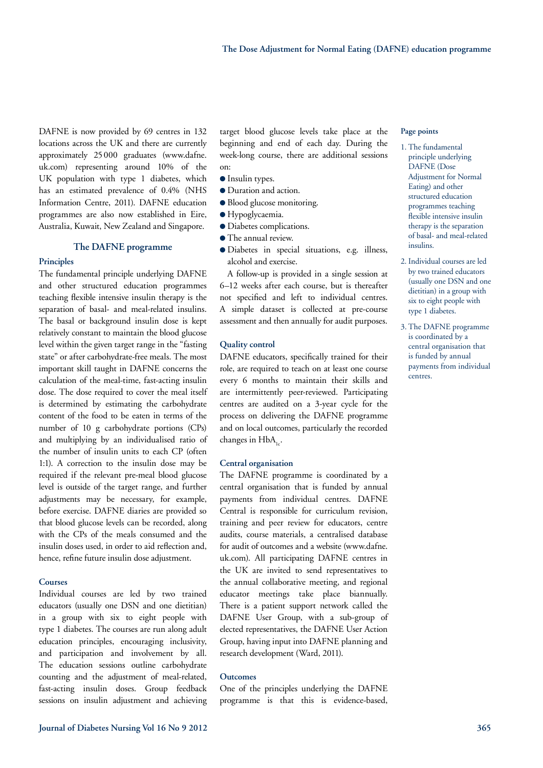DAFNE is now provided by 69 centres in 132 locations across the UK and there are currently approximately 25 000 graduates (www.dafne.uk.com) representing around 10% of the UK population with type 1 diabetes, which has an estimated prevalence of 0.4% (NHS Information Centre, 2011). DAFNE education programmes are also now established in Eire, Australia, Kuwait, New Zealand and Singapore.

## The DAFNE programme

### Principles

The fundamental principle underlying DAFNE and other structured education programmes teaching flexible intensive insulin therapy is the separation of basal- and meal-related insulins. The basal or background insulin dose is kept relatively constant to maintain the blood glucose level within the given target range in the "fasting state" or after carbohydrate-free meals. The most important skill taught in DAFNE concerns the calculation of the meal-time, fast-acting insulin dose. The dose required to cover the meal itself is determined by estimating the carbohydrate content of the food to be eaten in terms of the number of 10 g carbohydrate portions (CPs) and multiplying by an individualised ratio of the number of insulin units to each CP (often 1:1). A correction to the insulin dose may be required if the relevant pre-meal blood glucose level is outside of the target range, and further adjustments may be necessary, for example, before exercise. DAFNE diaries are provided so that blood glucose levels can be recorded, along with the CPs of the meals consumed and the insulin doses used, in order to aid reflection and, hence, refine future insulin dose adjustment.

### Courses

Individual courses are led by two trained educators (usually one DSN and one dietitian) in a group with six to eight people with type 1 diabetes. The courses are run along adult education principles, encouraging inclusivity, and participation and involvement by all. The education sessions outline carbohydrate counting and the adjustment of meal-related, fast-acting insulin doses. Group feedback sessions on insulin adjustment and achieving target blood glucose levels take place at the beginning and end of each day. During the week-long course, there are additional sessions on:

- Insulin types.
- Duration and action.
- Blood glucose monitoring.
- Hypoglycaemia.
- Diabetes complications.
- The annual review.
- Diabetes in special situations, e.g. illness, alcohol and exercise.

A follow-up is provided in a single session at 6–12 weeks after each course, but is thereafter not specified and left to individual centres. A simple dataset is collected at pre-course assessment and then annually for audit purposes.

### Quality control

DAFNE educators, specifically trained for their role, are required to teach on at least one course every 6 months to maintain their skills and are intermittently peer-reviewed. Participating centres are audited on a 3-year cycle for the process on delivering the DAFNE programme and on local outcomes, particularly the recorded changes in $HbA_{1c}$.

### Central organisation

The DAFNE programme is coordinated by a central organisation that is funded by annual payments from individual centres. DAFNE Central is responsible for curriculum revision, training and peer review for educators, centre audits, course materials, a centralised database for audit of outcomes and a website (www.dafne.uk.com). All participating DAFNE centres in the UK are invited to send representatives to the annual collaborative meeting, and regional educator meetings take place biannually. There is a patient support network called the DAFNE User Group, with a sub-group of elected representatives, the DAFNE User Action Group, having input into DAFNE planning and research development (Ward, 2011).

### Outcomes

One of the principles underlying the DAFNE programme is that this is evidence-based,

**Page points**

1. The fundamental principle underlying DAFNE (Dose Adjustment for Normal Eating) and other structured education programmes teaching flexible intensive insulin therapy is the separation of basal- and meal-related insulins.
2. Individual courses are led by two trained educators (usually one DSN and one dietitian) in a group with six to eight people with type 1 diabetes.
3. The DAFNE programme is coordinated by a central organisation that is funded by annual payments from individual centres.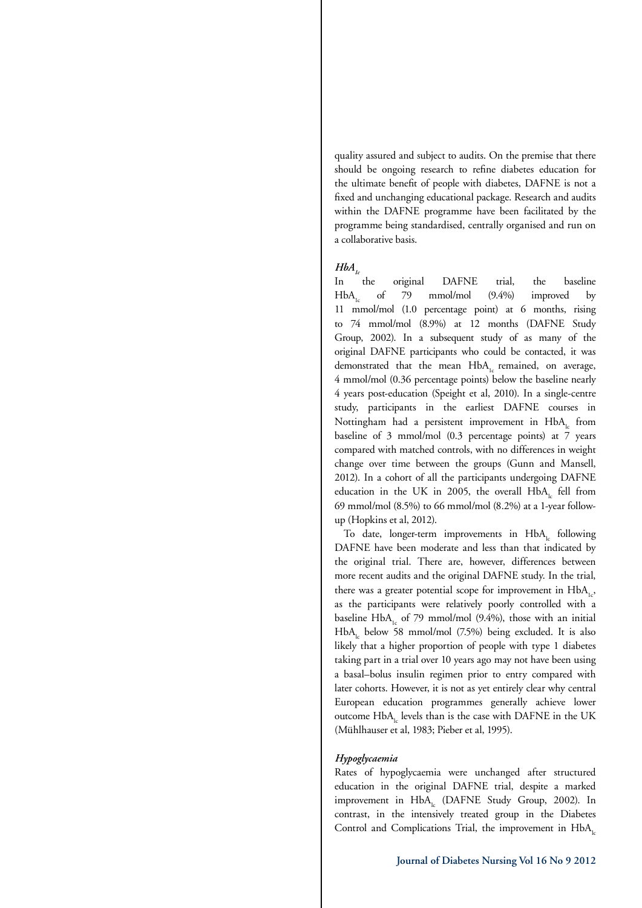quality assured and subject to audits. On the premise that there should be ongoing research to refine diabetes education for the ultimate benefit of people with diabetes, DAFNE is not a fixed and unchanging educational package. Research and audits within the DAFNE programme have been facilitated by the programme being standardised, centrally organised and run on a collaborative basis.

### *$HbA_{1c}$*

In the original DAFNE trial, the baseline $HbA_{1c}$ of 79 mmol/mol (9.4%) improved by 11 mmol/mol (1.0 percentage point) at 6 months, rising to 74 mmol/mol (8.9%) at 12 months (DAFNE Study Group, 2002). In a subsequent study of as many of the original DAFNE participants who could be contacted, it was demonstrated that the mean $HbA_{1c}$ remained, on average, 4 mmol/mol (0.36 percentage points) below the baseline nearly 4 years post-education (Speight et al, 2010). In a single-centre study, participants in the earliest DAFNE courses in Nottingham had a persistent improvement in $HbA_{1c}$ from baseline of 3 mmol/mol (0.3 percentage points) at 7 years compared with matched controls, with no differences in weight change over time between the groups (Gunn and Mansell, 2012). In a cohort of all the participants undergoing DAFNE education in the UK in 2005, the overall $HbA_{1c}$ fell from 69 mmol/mol (8.5%) to 66 mmol/mol (8.2%) at a 1-year follow-up (Hopkins et al, 2012).

To date, longer-term improvements in $HbA_{1c}$ following DAFNE have been moderate and less than that indicated by the original trial. There are, however, differences between more recent audits and the original DAFNE study. In the trial, there was a greater potential scope for improvement in $HbA_{1c}$, as the participants were relatively poorly controlled with a baseline $HbA_{1c}$ of 79 mmol/mol (9.4%), those with an initial $HbA_{1c}$ below 58 mmol/mol (7.5%) being excluded. It is also likely that a higher proportion of people with type 1 diabetes taking part in a trial over 10 years ago may not have been using a basal–bolus insulin regimen prior to entry compared with later cohorts. However, it is not as yet entirely clear why central European education programmes generally achieve lower outcome $HbA_{1c}$ levels than is the case with DAFNE in the UK (Mühlhauser et al, 1983; Pieber et al, 1995).

### *Hypoglycaemia*

Rates of hypoglycaemia were unchanged after structured education in the original DAFNE trial, despite a marked improvement in $HbA_{1c}$ (DAFNE Study Group, 2002). In contrast, in the intensively treated group in the Diabetes Control and Complications Trial, the improvement in $HbA_{1c}$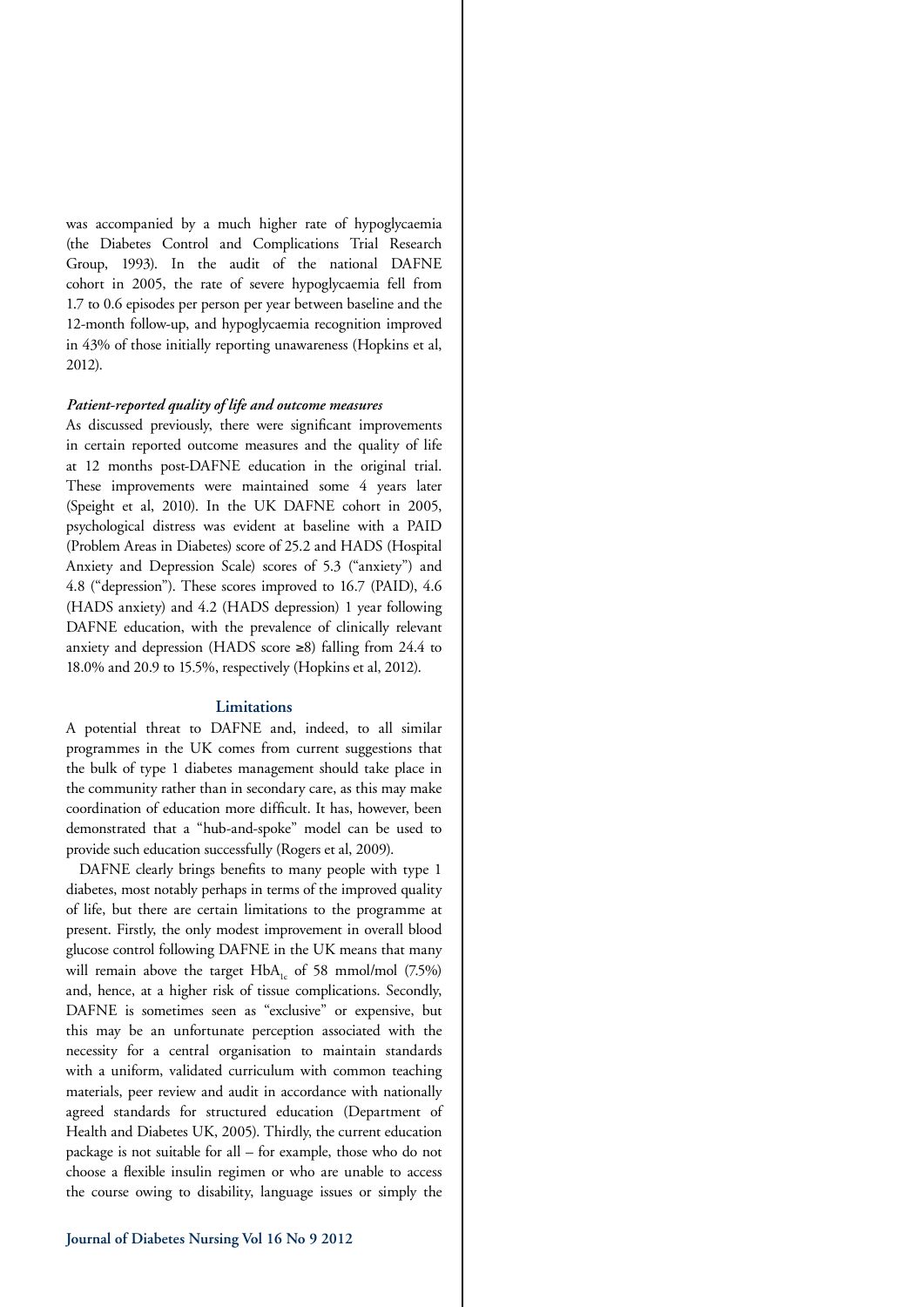was accompanied by a much higher rate of hypoglycaemia (the Diabetes Control and Complications Trial Research Group, 1993). In the audit of the national DAFNE cohort in 2005, the rate of severe hypoglycaemia fell from 1.7 to 0.6 episodes per person per year between baseline and the 12-month follow-up, and hypoglycaemia recognition improved in 43% of those initially reporting unawareness (Hopkins et al, 2012).

***Patient-reported quality of life and outcome measures***

As discussed previously, there were significant improvements in certain reported outcome measures and the quality of life at 12 months post-DAFNE education in the original trial. These improvements were maintained some 4 years later (Speight et al, 2010). In the UK DAFNE cohort in 2005, psychological distress was evident at baseline with a PAID (Problem Areas in Diabetes) score of 25.2 and HADS (Hospital Anxiety and Depression Scale) scores of 5.3 ("anxiety") and 4.8 ("depression"). These scores improved to 16.7 (PAID), 4.6 (HADS anxiety) and 4.2 (HADS depression) 1 year following DAFNE education, with the prevalence of clinically relevant anxiety and depression (HADS score ≥8) falling from 24.4 to 18.0% and 20.9 to 15.5%, respectively (Hopkins et al, 2012).

## Limitations

A potential threat to DAFNE and, indeed, to all similar programmes in the UK comes from current suggestions that the bulk of type 1 diabetes management should take place in the community rather than in secondary care, as this may make coordination of education more difficult. It has, however, been demonstrated that a "hub-and-spoke" model can be used to provide such education successfully (Rogers et al, 2009).

DAFNE clearly brings benefits to many people with type 1 diabetes, most notably perhaps in terms of the improved quality of life, but there are certain limitations to the programme at present. Firstly, the only modest improvement in overall blood glucose control following DAFNE in the UK means that many will remain above the target $HbA_{1c}$ of 58 mmol/mol (7.5%) and, hence, at a higher risk of tissue complications. Secondly, DAFNE is sometimes seen as "exclusive" or expensive, but this may be an unfortunate perception associated with the necessity for a central organisation to maintain standards with a uniform, validated curriculum with common teaching materials, peer review and audit in accordance with nationally agreed standards for structured education (Department of Health and Diabetes UK, 2005). Thirdly, the current education package is not suitable for all – for example, those who do not choose a flexible insulin regimen or who are unable to access the course owing to disability, language issues or simply the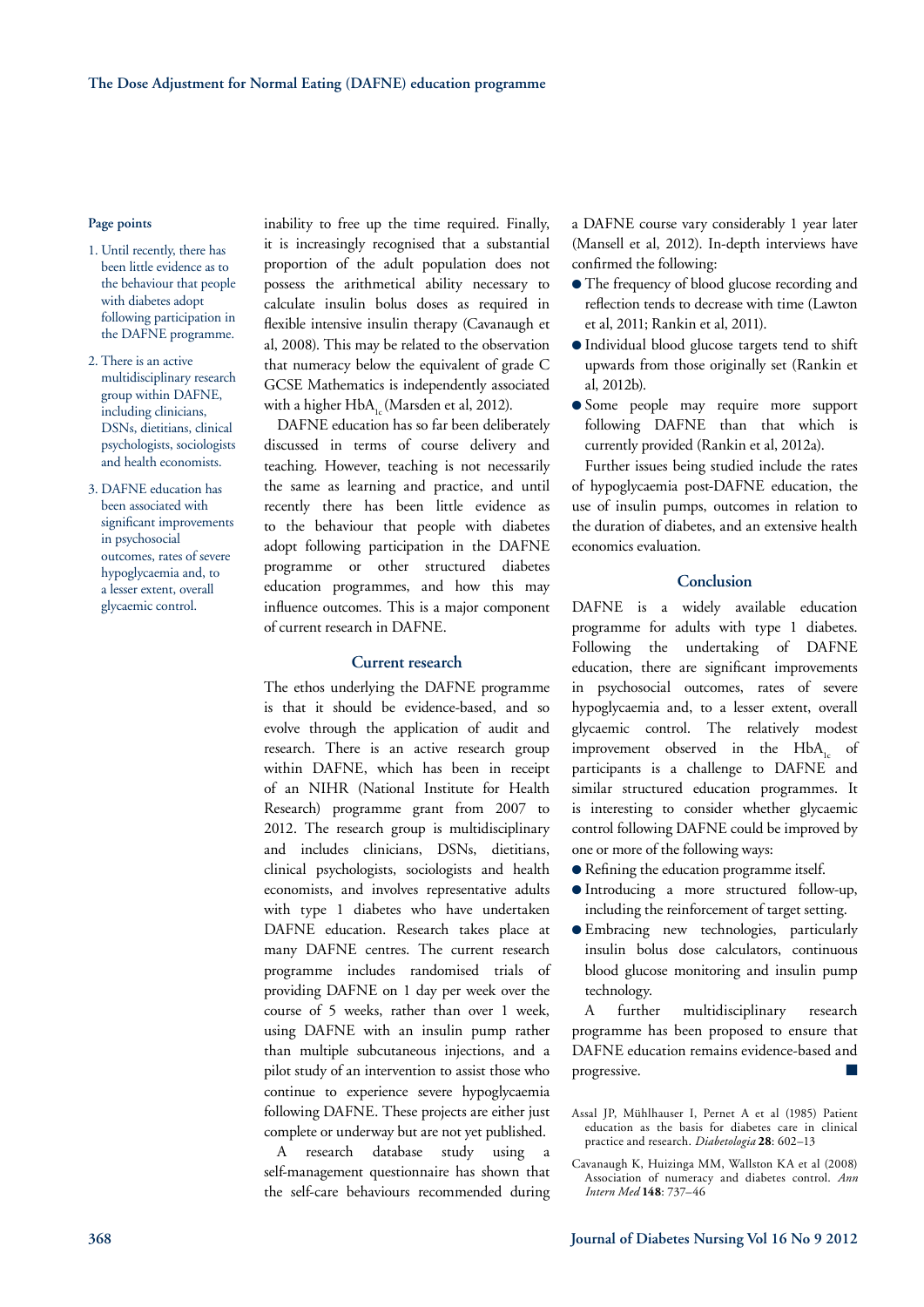**Page points**

1. Until recently, there has been little evidence as to the behaviour that people with diabetes adopt following participation in the DAFNE programme.
2. There is an active multidisciplinary research group within DAFNE, including clinicians, DSNs, dietitians, clinical psychologists, sociologists and health economists.
3. DAFNE education has been associated with significant improvements in psychosocial outcomes, rates of severe hypoglycaemia and, to a lesser extent, overall glycaemic control.

inability to free up the time required. Finally, it is increasingly recognised that a substantial proportion of the adult population does not possess the arithmetical ability necessary to calculate insulin bolus doses as required in flexible intensive insulin therapy (Cavanaugh et al, 2008). This may be related to the observation that numeracy below the equivalent of grade C GCSE Mathematics is independently associated with a higher $HbA_{1c}$ (Marsden et al, 2012).

DAFNE education has so far been deliberately discussed in terms of course delivery and teaching. However, teaching is not necessarily the same as learning and practice, and until recently there has been little evidence as to the behaviour that people with diabetes adopt following participation in the DAFNE programme or other structured diabetes education programmes, and how this may influence outcomes. This is a major component of current research in DAFNE.

## Current research

The ethos underlying the DAFNE programme is that it should be evidence-based, and so evolve through the application of audit and research. There is an active research group within DAFNE, which has been in receipt of an NIHR (National Institute for Health Research) programme grant from 2007 to 2012. The research group is multidisciplinary and includes clinicians, DSNs, dietitians, clinical psychologists, sociologists and health economists, and involves representative adults with type 1 diabetes who have undertaken DAFNE education. Research takes place at many DAFNE centres. The current research programme includes randomised trials of providing DAFNE on 1 day per week over the course of 5 weeks, rather than over 1 week, using DAFNE with an insulin pump rather than multiple subcutaneous injections, and a pilot study of an intervention to assist those who continue to experience severe hypoglycaemia following DAFNE. These projects are either just complete or underway but are not yet published.

A research database study using a self-management questionnaire has shown that the self-care behaviours recommended during a DAFNE course vary considerably 1 year later (Mansell et al, 2012). In-depth interviews have confirmed the following:

- The frequency of blood glucose recording and reflection tends to decrease with time (Lawton et al, 2011; Rankin et al, 2011).
- Individual blood glucose targets tend to shift upwards from those originally set (Rankin et al, 2012b).
- Some people may require more support following DAFNE than that which is currently provided (Rankin et al, 2012a).

Further issues being studied include the rates of hypoglycaemia post-DAFNE education, the use of insulin pumps, outcomes in relation to the duration of diabetes, and an extensive health economics evaluation.

## Conclusion

DAFNE is a widely available education programme for adults with type 1 diabetes. Following the undertaking of DAFNE education, there are significant improvements in psychosocial outcomes, rates of severe hypoglycaemia and, to a lesser extent, overall glycaemic control. The relatively modest improvement observed in the $HbA_{1c}$ of participants is a challenge to DAFNE and similar structured education programmes. It is interesting to consider whether glycaemic control following DAFNE could be improved by one or more of the following ways:

- Refining the education programme itself.
- Introducing a more structured follow-up, including the reinforcement of target setting.
- Embracing new technologies, particularly insulin bolus dose calculators, continuous blood glucose monitoring and insulin pump technology.

A further multidisciplinary research programme has been proposed to ensure that DAFNE education remains evidence-based and progressive. ■

Assal JP, Mühlhauser I, Pernet A et al (1985) Patient education as the basis for diabetes care in clinical practice and research. *Diabetologia* **28**: 602–13

Cavanaugh K, Huizinga MM, Wallston KA et al (2008) Association of numeracy and diabetes control. *Ann Intern Med* **148**: 737–46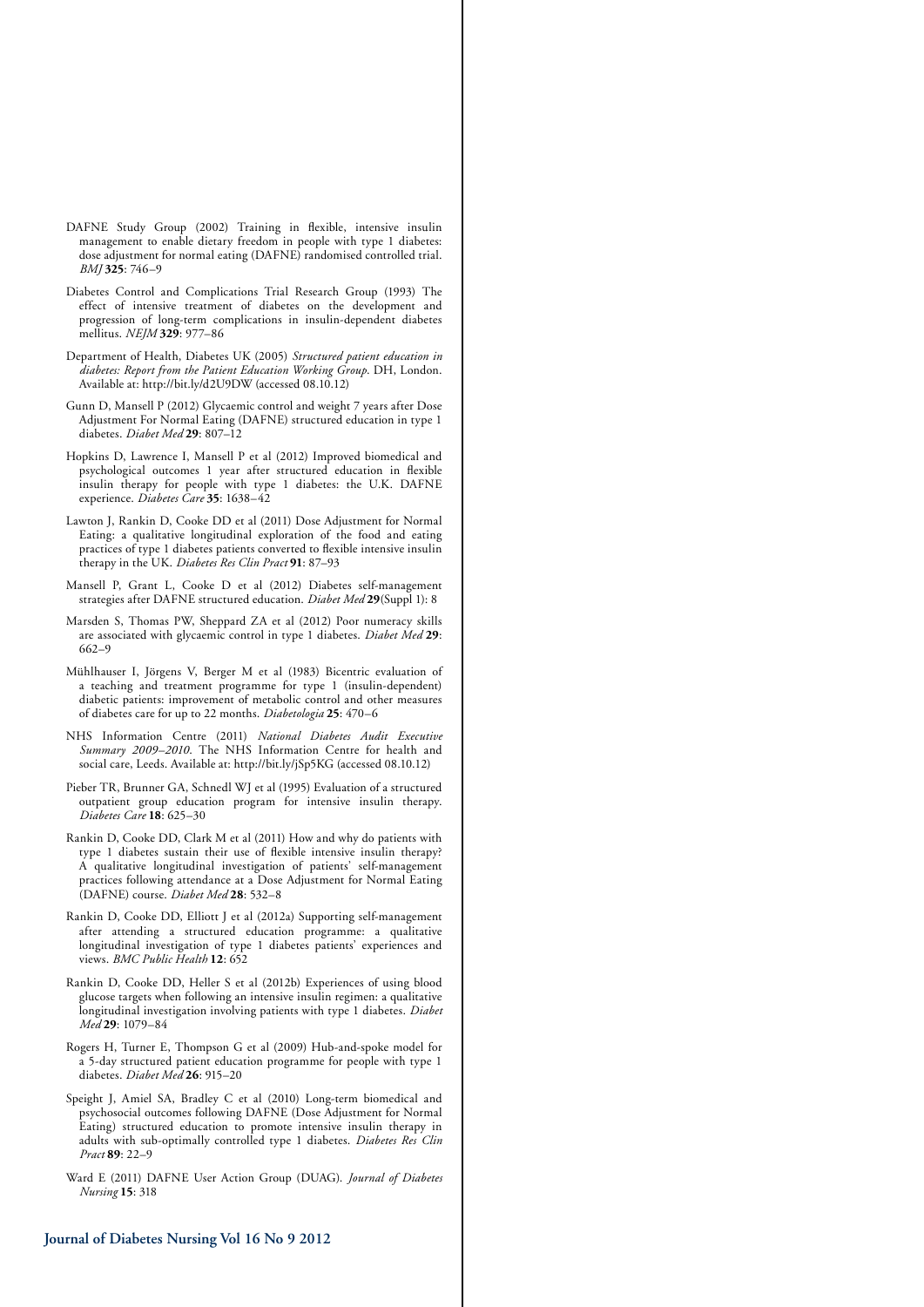DAFNE Study Group (2002) Training in flexible, intensive insulin management to enable dietary freedom in people with type 1 diabetes: dose adjustment for normal eating (DAFNE) randomised controlled trial. *BMJ* **325**: 746–9

Diabetes Control and Complications Trial Research Group (1993) The effect of intensive treatment of diabetes on the development and progression of long-term complications in insulin-dependent diabetes mellitus. *NEJM* **329**: 977–86

Department of Health, Diabetes UK (2005) *Structured patient education in diabetes: Report from the Patient Education Working Group*. DH, London. Available at: http://bit.ly/d2U9DW (accessed 08.10.12)

Gunn D, Mansell P (2012) Glycaemic control and weight 7 years after Dose Adjustment For Normal Eating (DAFNE) structured education in type 1 diabetes. *Diabet Med* **29**: 807–12

Hopkins D, Lawrence I, Mansell P et al (2012) Improved biomedical and psychological outcomes 1 year after structured education in flexible insulin therapy for people with type 1 diabetes: the U.K. DAFNE experience. *Diabetes Care* **35**: 1638–42

Lawton J, Rankin D, Cooke DD et al (2011) Dose Adjustment for Normal Eating: a qualitative longitudinal exploration of the food and eating practices of type 1 diabetes patients converted to flexible intensive insulin therapy in the UK. *Diabetes Res Clin Pract* **91**: 87–93

Mansell P, Grant L, Cooke D et al (2012) Diabetes self-management strategies after DAFNE structured education. *Diabet Med* **29**(Suppl 1): 8

Marsden S, Thomas PW, Sheppard ZA et al (2012) Poor numeracy skills are associated with glycaemic control in type 1 diabetes. *Diabet Med* **29**: 662–9

Mühlhauser I, Jörgens V, Berger M et al (1983) Bicentric evaluation of a teaching and treatment programme for type 1 (insulin-dependent) diabetic patients: improvement of metabolic control and other measures of diabetes care for up to 22 months. *Diabetologia* **25**: 470–6

NHS Information Centre (2011) *National Diabetes Audit Executive Summary 2009–2010*. The NHS Information Centre for health and social care, Leeds. Available at: http://bit.ly/jSp5KG (accessed 08.10.12)

Pieber TR, Brunner GA, Schnedl WJ et al (1995) Evaluation of a structured outpatient group education program for intensive insulin therapy. *Diabetes Care* **18**: 625–30

Rankin D, Cooke DD, Clark M et al (2011) How and why do patients with type 1 diabetes sustain their use of flexible intensive insulin therapy? A qualitative longitudinal investigation of patients' self-management practices following attendance at a Dose Adjustment for Normal Eating (DAFNE) course. *Diabet Med* **28**: 532–8

Rankin D, Cooke DD, Elliott J et al (2012a) Supporting self-management after attending a structured education programme: a qualitative longitudinal investigation of type 1 diabetes patients' experiences and views. *BMC Public Health* **12**: 652

Rankin D, Cooke DD, Heller S et al (2012b) Experiences of using blood glucose targets when following an intensive insulin regimen: a qualitative longitudinal investigation involving patients with type 1 diabetes. *Diabet Med* **29**: 1079–84

Rogers H, Turner E, Thompson G et al (2009) Hub-and-spoke model for a 5-day structured patient education programme for people with type 1 diabetes. *Diabet Med* **26**: 915–20

Speight J, Amiel SA, Bradley C et al (2010) Long-term biomedical and psychosocial outcomes following DAFNE (Dose Adjustment for Normal Eating) structured education to promote intensive insulin therapy in adults with sub-optimally controlled type 1 diabetes. *Diabetes Res Clin Pract* **89**: 22–9

Ward E (2011) DAFNE User Action Group (DUAG). *Journal of Diabetes Nursing* **15**: 318